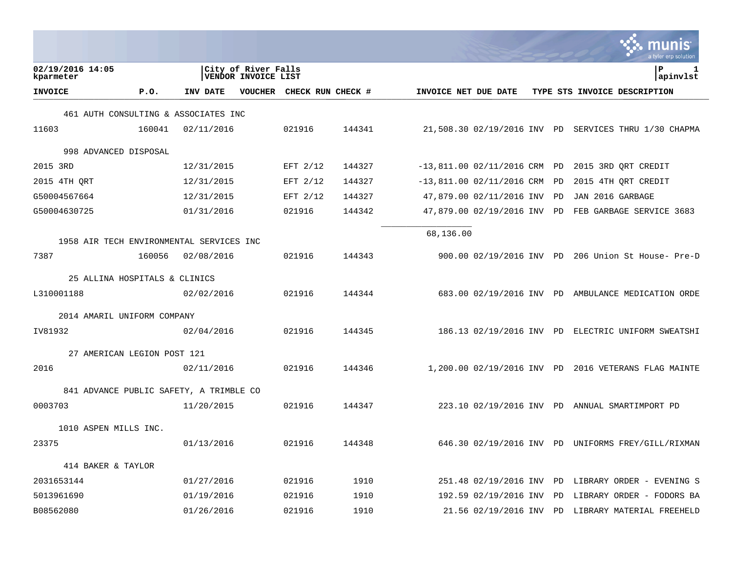02/19/2016 14:05
kparmeter

City of River Falls
VENDOR INVOICE LIST

P 1
apinvlst

| INVOICE | P.O. | INV DATE | VOUCHER | CHECK RUN | CHECK # | INVOICE NET | DUE DATE | TYPE | STS | INVOICE DESCRIPTION |
|---|---|---|---|---|---|---|---|---|---|---|
| 461 AUTH CONSULTING & ASSOCIATES INC | | | | | | | | | | |
| 11603 | 160041 | 02/11/2016 | | 021916 | 144341 | 21,508.30 | 02/19/2016 | INV | PD | SERVICES THRU 1/30 CHAPMA |
| 998 ADVANCED DISPOSAL | | | | | | | | | | |
| 2015 3RD | | 12/31/2015 | | EFT 2/12 | 144327 | -13,811.00 | 02/11/2016 | CRM | PD | 2015 3RD QRT CREDIT |
| 2015 4TH QRT | | 12/31/2015 | | EFT 2/12 | 144327 | -13,811.00 | 02/11/2016 | CRM | PD | 2015 4TH QRT CREDIT |
| G50004567664 | | 12/31/2015 | | EFT 2/12 | 144327 | 47,879.00 | 02/11/2016 | INV | PD | JAN 2016 GARBAGE |
| G50004630725 | | 01/31/2016 | | 021916 | 144342 | 47,879.00 | 02/19/2016 | INV | PD | FEB GARBAGE SERVICE 3683 |
| | | | | | | 68,136.00 | | | | |
| 1958 AIR TECH ENVIRONMENTAL SERVICES INC | | | | | | | | | | |
| 7387 | 160056 | 02/08/2016 | | 021916 | 144343 | 900.00 | 02/19/2016 | INV | PD | 206 Union St House- Pre-D |
| 25 ALLINA HOSPITALS & CLINICS | | | | | | | | | | |
| L310001188 | | 02/02/2016 | | 021916 | 144344 | 683.00 | 02/19/2016 | INV | PD | AMBULANCE MEDICATION ORDE |
| 2014 AMARIL UNIFORM COMPANY | | | | | | | | | | |
| IV81932 | | 02/04/2016 | | 021916 | 144345 | 186.13 | 02/19/2016 | INV | PD | ELECTRIC UNIFORM SWEATSHI |
| 27 AMERICAN LEGION POST 121 | | | | | | | | | | |
| 2016 | | 02/11/2016 | | 021916 | 144346 | 1,200.00 | 02/19/2016 | INV | PD | 2016 VETERANS FLAG MAINTE |
| 841 ADVANCE PUBLIC SAFETY, A TRIMBLE CO | | | | | | | | | | |
| 0003703 | | 11/20/2015 | | 021916 | 144347 | 223.10 | 02/19/2016 | INV | PD | ANNUAL SMARTIMPORT PD |
| 1010 ASPEN MILLS INC. | | | | | | | | | | |
| 23375 | | 01/13/2016 | | 021916 | 144348 | 646.30 | 02/19/2016 | INV | PD | UNIFORMS FREY/GILL/RIXMAN |
| 414 BAKER & TAYLOR | | | | | | | | | | |
| 2031653144 | | 01/27/2016 | | 021916 | 1910 | 251.48 | 02/19/2016 | INV | PD | LIBRARY ORDER - EVENING S |
| 5013961690 | | 01/19/2016 | | 021916 | 1910 | 192.59 | 02/19/2016 | INV | PD | LIBRARY ORDER - FODORS BA |
| B08562080 | | 01/26/2016 | | 021916 | 1910 | 21.56 | 02/19/2016 | INV | PD | LIBRARY MATERIAL FREEHELD |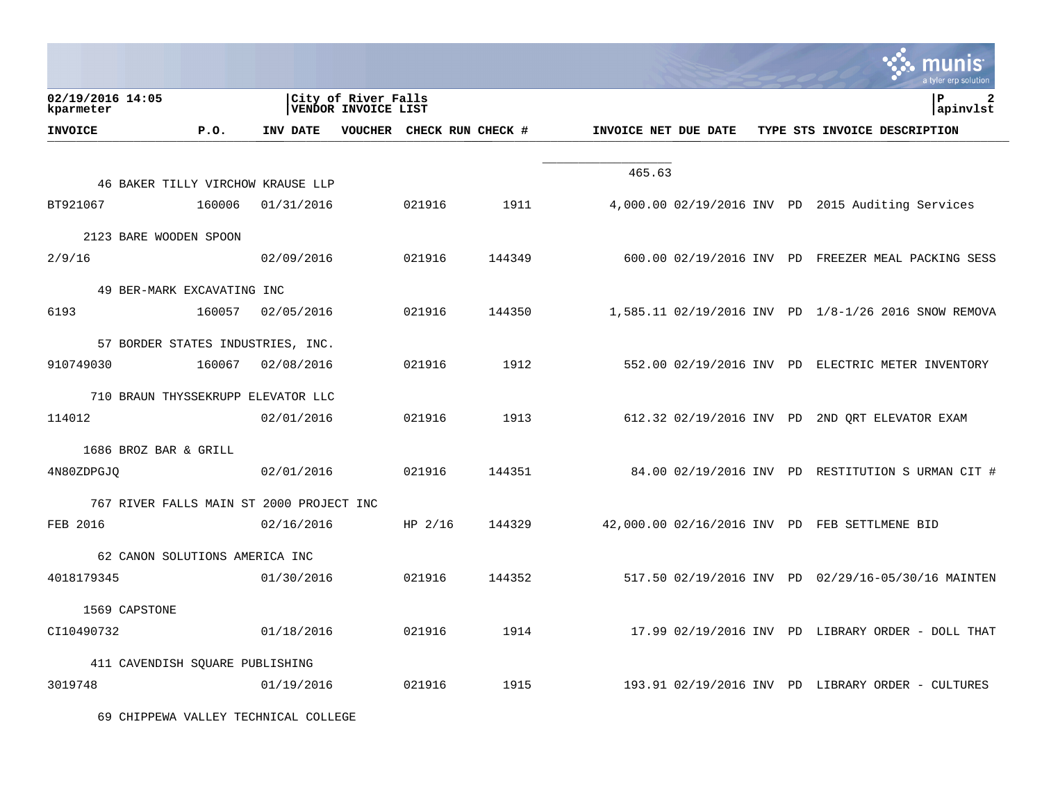**City of River Falls**
**VENDOR INVOICE LIST**

02/19/2016 14:05
kparmeter

apinvlst

| INVOICE | P.O. | INV DATE | VOUCHER | CHECK RUN | CHECK # | INVOICE NET | DUE DATE | TYPE | STS | INVOICE DESCRIPTION |
|---|---|---|---|---|---|---|---|---|---|---|
| | | | | | | 465.63 | | | | |
| **46 BAKER TILLY VIRCHOW KRAUSE LLP** | | | | | | | | | | |
| BT921067 | 160006 | 01/31/2016 | | 021916 | 1911 | 4,000.00 | 02/19/2016 | INV | PD | 2015 Auditing Services |
| **2123 BARE WOODEN SPOON** | | | | | | | | | | |
| 2/9/16 | | 02/09/2016 | | 021916 | 144349 | 600.00 | 02/19/2016 | INV | PD | FREEZER MEAL PACKING SESS |
| **49 BER-MARK EXCAVATING INC** | | | | | | | | | | |
| 6193 | 160057 | 02/05/2016 | | 021916 | 144350 | 1,585.11 | 02/19/2016 | INV | PD | 1/8-1/26 2016 SNOW REMOVA |
| **57 BORDER STATES INDUSTRIES, INC.** | | | | | | | | | | |
| 910749030 | 160067 | 02/08/2016 | | 021916 | 1912 | 552.00 | 02/19/2016 | INV | PD | ELECTRIC METER INVENTORY |
| **710 BRAUN THYSSEKRUPP ELEVATOR LLC** | | | | | | | | | | |
| 114012 | | 02/01/2016 | | 021916 | 1913 | 612.32 | 02/19/2016 | INV | PD | 2ND QRT ELEVATOR EXAM |
| **1686 BROZ BAR & GRILL** | | | | | | | | | | |
| 4N80ZDPGJQ | | 02/01/2016 | | 021916 | 144351 | 84.00 | 02/19/2016 | INV | PD | RESTITUTION S URMAN CIT # |
| **767 RIVER FALLS MAIN ST 2000 PROJECT INC** | | | | | | | | | | |
| FEB 2016 | | 02/16/2016 | | HP 2/16 | 144329 | 42,000.00 | 02/16/2016 | INV | PD | FEB SETTLMENE BID |
| **62 CANON SOLUTIONS AMERICA INC** | | | | | | | | | | |
| 4018179345 | | 01/30/2016 | | 021916 | 144352 | 517.50 | 02/19/2016 | INV | PD | 02/29/16-05/30/16 MAINTEN |
| **1569 CAPSTONE** | | | | | | | | | | |
| CI10490732 | | 01/18/2016 | | 021916 | 1914 | 17.99 | 02/19/2016 | INV | PD | LIBRARY ORDER - DOLL THAT |
| **411 CAVENDISH SQUARE PUBLISHING** | | | | | | | | | | |
| 3019748 | | 01/19/2016 | | 021916 | 1915 | 193.91 | 02/19/2016 | INV | PD | LIBRARY ORDER - CULTURES |
| **69 CHIPPEWA VALLEY TECHNICAL COLLEGE** | | | | | | | | | | |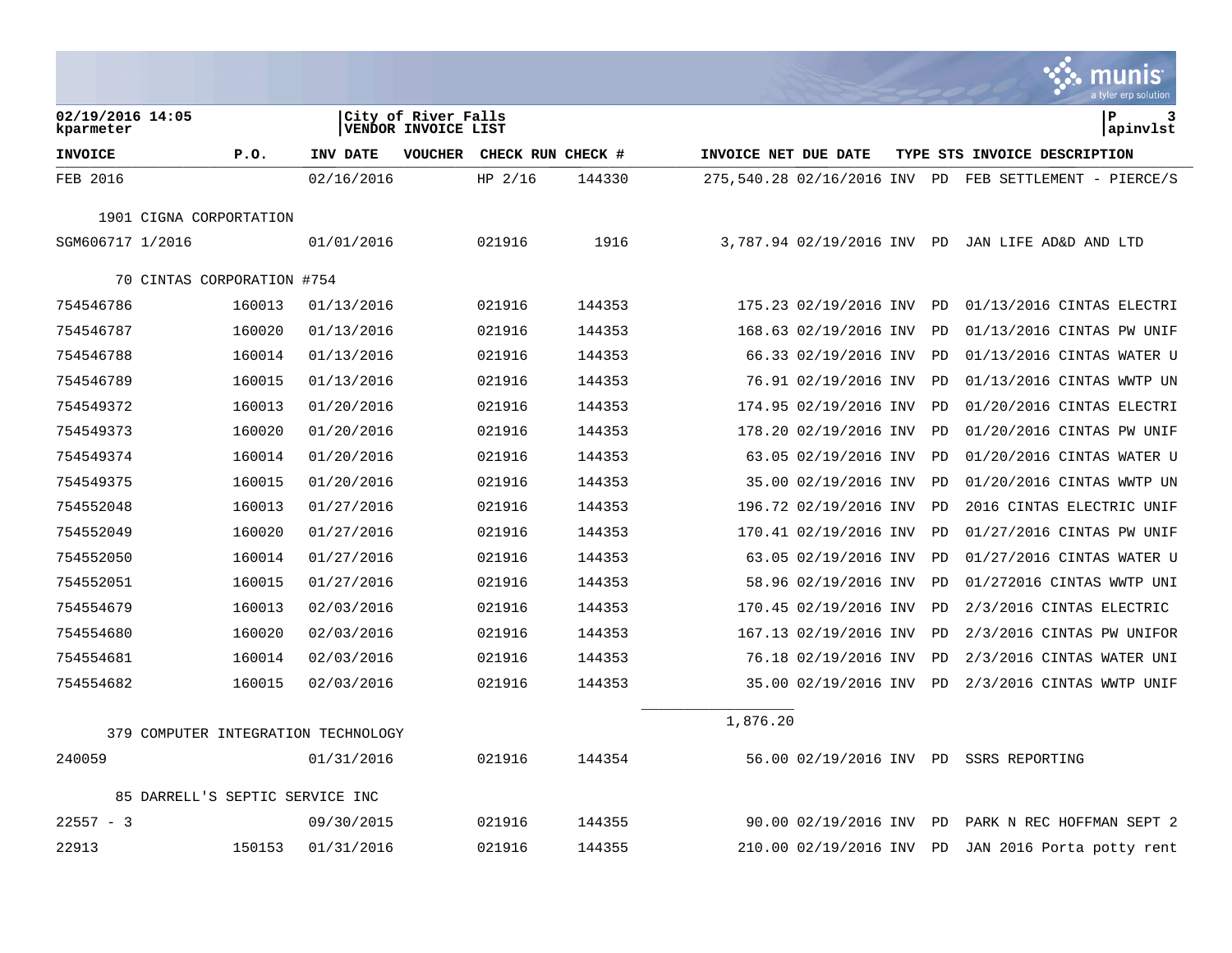02/19/2016 14:05
kparmeter

City of River Falls
VENDOR INVOICE LIST

P 3
apinvlst

| INVOICE | P.O. | INV DATE | VOUCHER | CHECK RUN | CHECK # | INVOICE NET | DUE DATE | TYPE | STS | INVOICE DESCRIPTION |
|---|---|---|---|---|---|---|---|---|---|---|
| FEB 2016 | | 02/16/2016 | | HP 2/16 | 144330 | 275,540.28 | 02/16/2016 | INV | PD | FEB SETTLEMENT - PIERCE/S |
| 1901 CIGNA CORPORTATION | | | | | | | | | | |
| SGM606717 1/2016 | | 01/01/2016 | | 021916 | 1916 | 3,787.94 | 02/19/2016 | INV | PD | JAN LIFE AD&D AND LTD |
| 70 CINTAS CORPORATION #754 | | | | | | | | | | |
| 754546786 | 160013 | 01/13/2016 | | 021916 | 144353 | 175.23 | 02/19/2016 | INV | PD | 01/13/2016 CINTAS ELECTRI |
| 754546787 | 160020 | 01/13/2016 | | 021916 | 144353 | 168.63 | 02/19/2016 | INV | PD | 01/13/2016 CINTAS PW UNIF |
| 754546788 | 160014 | 01/13/2016 | | 021916 | 144353 | 66.33 | 02/19/2016 | INV | PD | 01/13/2016 CINTAS WATER U |
| 754546789 | 160015 | 01/13/2016 | | 021916 | 144353 | 76.91 | 02/19/2016 | INV | PD | 01/13/2016 CINTAS WWTP UN |
| 754549372 | 160013 | 01/20/2016 | | 021916 | 144353 | 174.95 | 02/19/2016 | INV | PD | 01/20/2016 CINTAS ELECTRI |
| 754549373 | 160020 | 01/20/2016 | | 021916 | 144353 | 178.20 | 02/19/2016 | INV | PD | 01/20/2016 CINTAS PW UNIF |
| 754549374 | 160014 | 01/20/2016 | | 021916 | 144353 | 63.05 | 02/19/2016 | INV | PD | 01/20/2016 CINTAS WATER U |
| 754549375 | 160015 | 01/20/2016 | | 021916 | 144353 | 35.00 | 02/19/2016 | INV | PD | 01/20/2016 CINTAS WWTP UN |
| 754552048 | 160013 | 01/27/2016 | | 021916 | 144353 | 196.72 | 02/19/2016 | INV | PD | 2016 CINTAS ELECTRIC UNIF |
| 754552049 | 160020 | 01/27/2016 | | 021916 | 144353 | 170.41 | 02/19/2016 | INV | PD | 01/27/2016 CINTAS PW UNIF |
| 754552050 | 160014 | 01/27/2016 | | 021916 | 144353 | 63.05 | 02/19/2016 | INV | PD | 01/27/2016 CINTAS WATER U |
| 754552051 | 160015 | 01/27/2016 | | 021916 | 144353 | 58.96 | 02/19/2016 | INV | PD | 01/272016 CINTAS WWTP UNI |
| 754554679 | 160013 | 02/03/2016 | | 021916 | 144353 | 170.45 | 02/19/2016 | INV | PD | 2/3/2016 CINTAS ELECTRIC |
| 754554680 | 160020 | 02/03/2016 | | 021916 | 144353 | 167.13 | 02/19/2016 | INV | PD | 2/3/2016 CINTAS PW UNIFOR |
| 754554681 | 160014 | 02/03/2016 | | 021916 | 144353 | 76.18 | 02/19/2016 | INV | PD | 2/3/2016 CINTAS WATER UNI |
| 754554682 | 160015 | 02/03/2016 | | 021916 | 144353 | 35.00 | 02/19/2016 | INV | PD | 2/3/2016 CINTAS WWTP UNIF |
| | | | | | | 1,876.20 | | | | |
| 379 COMPUTER INTEGRATION TECHNOLOGY | | | | | | | | | | |
| 240059 | | 01/31/2016 | | 021916 | 144354 | 56.00 | 02/19/2016 | INV | PD | SSRS REPORTING |
| 85 DARRELL'S SEPTIC SERVICE INC | | | | | | | | | | |
| 22557 - 3 | | 09/30/2015 | | 021916 | 144355 | 90.00 | 02/19/2016 | INV | PD | PARK N REC HOFFMAN SEPT 2 |
| 22913 | 150153 | 01/31/2016 | | 021916 | 144355 | 210.00 | 02/19/2016 | INV | PD | JAN 2016 Porta potty rent |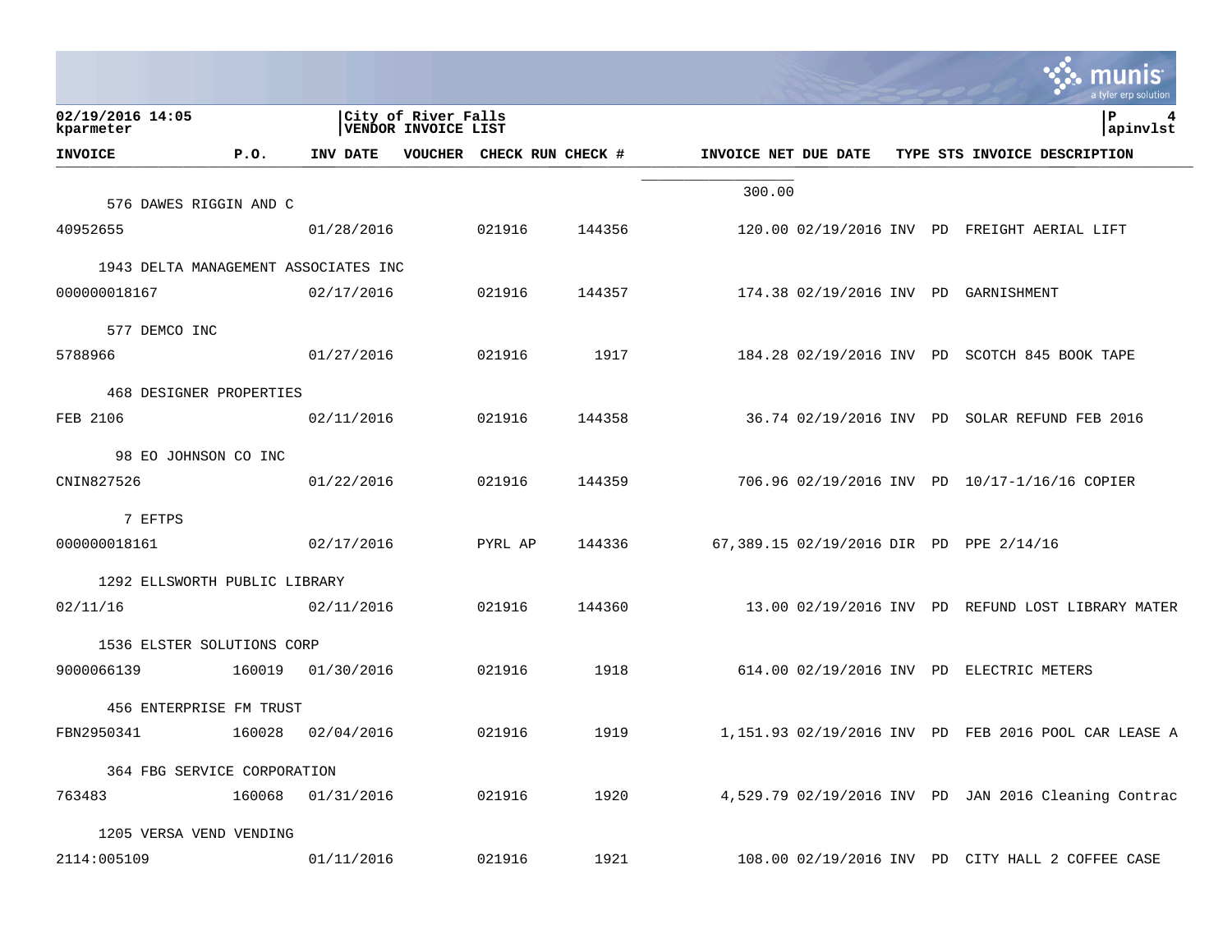02/19/2016 14:05
kparmeter

City of River Falls
VENDOR INVOICE LIST

apinvlst

| INVOICE | P.O. | INV DATE | VOUCHER | CHECK RUN | CHECK # | INVOICE NET | DUE DATE | TYPE | STS | INVOICE DESCRIPTION |
|---|---|---|---|---|---|---|---|---|---|---|
| | | | | | | 300.00 | | | | |
| 576 DAWES RIGGIN AND C | | | | | | | | | | |
| 40952655 | | 01/28/2016 | | 021916 | 144356 | 120.00 | 02/19/2016 | INV | PD | FREIGHT AERIAL LIFT |
| 1943 DELTA MANAGEMENT ASSOCIATES INC | | | | | | | | | | |
| 000000018167 | | 02/17/2016 | | 021916 | 144357 | 174.38 | 02/19/2016 | INV | PD | GARNISHMENT |
| 577 DEMCO INC | | | | | | | | | | |
| 5788966 | | 01/27/2016 | | 021916 | 1917 | 184.28 | 02/19/2016 | INV | PD | SCOTCH 845 BOOK TAPE |
| 468 DESIGNER PROPERTIES | | | | | | | | | | |
| FEB 2106 | | 02/11/2016 | | 021916 | 144358 | 36.74 | 02/19/2016 | INV | PD | SOLAR REFUND FEB 2016 |
| 98 EO JOHNSON CO INC | | | | | | | | | | |
| CNIN827526 | | 01/22/2016 | | 021916 | 144359 | 706.96 | 02/19/2016 | INV | PD | 10/17-1/16/16 COPIER |
| 7 EFTPS | | | | | | | | | | |
| 000000018161 | | 02/17/2016 | | PYRL AP | 144336 | 67,389.15 | 02/19/2016 | DIR | PD | PPE 2/14/16 |
| 1292 ELLSWORTH PUBLIC LIBRARY | | | | | | | | | | |
| 02/11/16 | | 02/11/2016 | | 021916 | 144360 | 13.00 | 02/19/2016 | INV | PD | REFUND LOST LIBRARY MATER |
| 1536 ELSTER SOLUTIONS CORP | | | | | | | | | | |
| 9000066139 | 160019 | 01/30/2016 | | 021916 | 1918 | 614.00 | 02/19/2016 | INV | PD | ELECTRIC METERS |
| 456 ENTERPRISE FM TRUST | | | | | | | | | | |
| FBN2950341 | 160028 | 02/04/2016 | | 021916 | 1919 | 1,151.93 | 02/19/2016 | INV | PD | FEB 2016 POOL CAR LEASE A |
| 364 FBG SERVICE CORPORATION | | | | | | | | | | |
| 763483 | 160068 | 01/31/2016 | | 021916 | 1920 | 4,529.79 | 02/19/2016 | INV | PD | JAN 2016 Cleaning Contrac |
| 1205 VERSA VEND VENDING | | | | | | | | | | |
| 2114:005109 | | 01/11/2016 | | 021916 | 1921 | 108.00 | 02/19/2016 | INV | PD | CITY HALL 2 COFFEE CASE |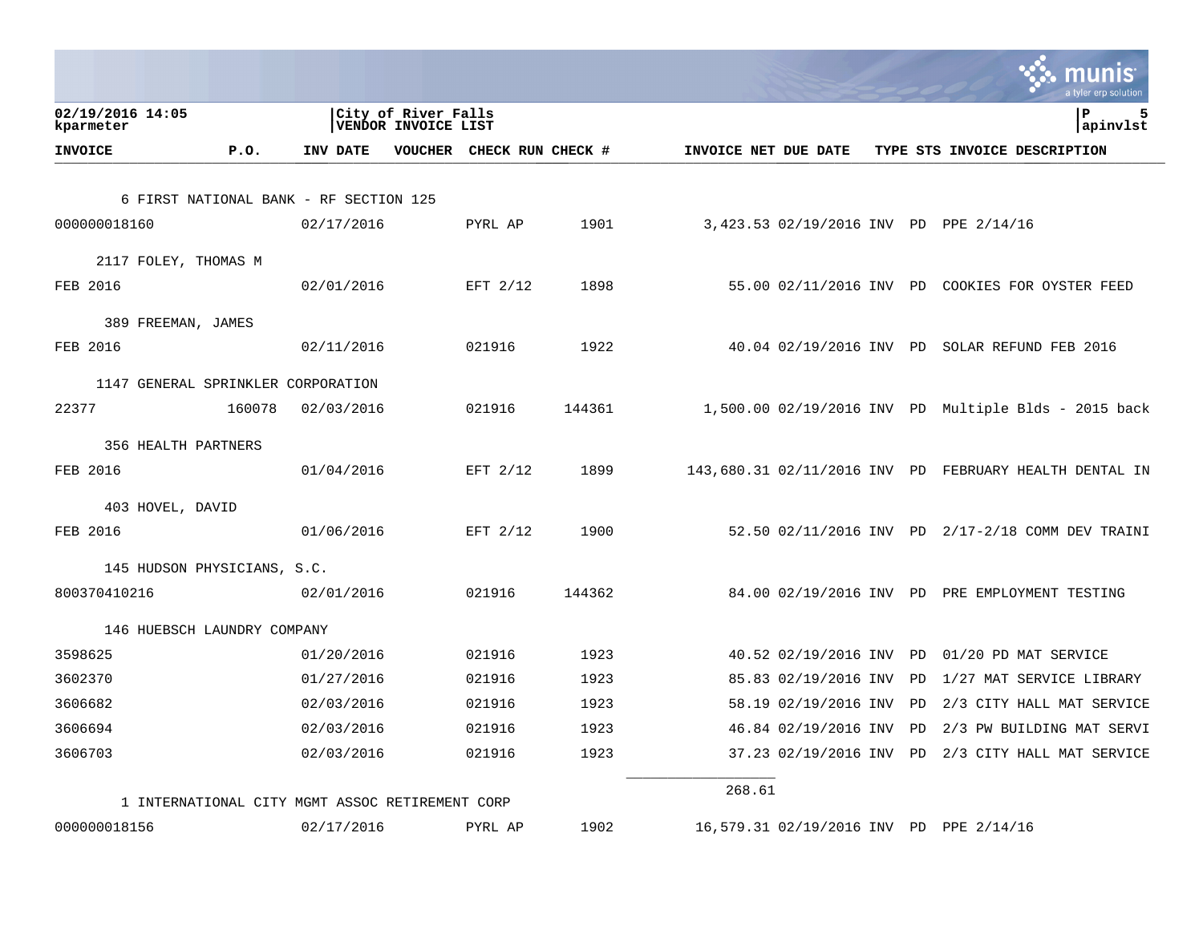02/19/2016 14:05
kparameter

City of River Falls
VENDOR INVOICE LIST

| INVOICE | P.O. | INV DATE | VOUCHER | CHECK RUN | CHECK # | INVOICE NET | DUE DATE | TYPE | STS | INVOICE DESCRIPTION |
|---|---|---|---|---|---|---|---|---|---|---|
| 6 FIRST NATIONAL BANK - RF SECTION 125 | | | | | | | | | | |
| 000000018160 | | 02/17/2016 | | PYRL AP | 1901 | 3,423.53 | 02/19/2016 | INV | PD | PPE 2/14/16 |
| 2117 FOLEY, THOMAS M | | | | | | | | | | |
| FEB 2016 | | 02/01/2016 | | EFT 2/12 | 1898 | 55.00 | 02/11/2016 | INV | PD | COOKIES FOR OYSTER FEED |
| 389 FREEMAN, JAMES | | | | | | | | | | |
| FEB 2016 | | 02/11/2016 | | 021916 | 1922 | 40.04 | 02/19/2016 | INV | PD | SOLAR REFUND FEB 2016 |
| 1147 GENERAL SPRINKLER CORPORATION | | | | | | | | | | |
| 22377 | 160078 | 02/03/2016 | | 021916 | 144361 | 1,500.00 | 02/19/2016 | INV | PD | Multiple Blds - 2015 back |
| 356 HEALTH PARTNERS | | | | | | | | | | |
| FEB 2016 | | 01/04/2016 | | EFT 2/12 | 1899 | 143,680.31 | 02/11/2016 | INV | PD | FEBRUARY HEALTH DENTAL IN |
| 403 HOVEL, DAVID | | | | | | | | | | |
| FEB 2016 | | 01/06/2016 | | EFT 2/12 | 1900 | 52.50 | 02/11/2016 | INV | PD | 2/17-2/18 COMM DEV TRAINI |
| 145 HUDSON PHYSICIANS, S.C. | | | | | | | | | | |
| 800370410216 | | 02/01/2016 | | 021916 | 144362 | 84.00 | 02/19/2016 | INV | PD | PRE EMPLOYMENT TESTING |
| 146 HUEBSCH LAUNDRY COMPANY | | | | | | | | | | |
| 3598625 | | 01/20/2016 | | 021916 | 1923 | 40.52 | 02/19/2016 | INV | PD | 01/20 PD MAT SERVICE |
| 3602370 | | 01/27/2016 | | 021916 | 1923 | 85.83 | 02/19/2016 | INV | PD | 1/27 MAT SERVICE LIBRARY |
| 3606682 | | 02/03/2016 | | 021916 | 1923 | 58.19 | 02/19/2016 | INV | PD | 2/3 CITY HALL MAT SERVICE |
| 3606694 | | 02/03/2016 | | 021916 | 1923 | 46.84 | 02/19/2016 | INV | PD | 2/3 PW BUILDING MAT SERVI |
| 3606703 | | 02/03/2016 | | 021916 | 1923 | 37.23 | 02/19/2016 | INV | PD | 2/3 CITY HALL MAT SERVICE |
| | | | | | | 268.61 | | | | |
| 1 INTERNATIONAL CITY MGMT ASSOC RETIREMENT CORP | | | | | | | | | | |
| 000000018156 | | 02/17/2016 | | PYRL AP | 1902 | 16,579.31 | 02/19/2016 | INV | PD | PPE 2/14/16 |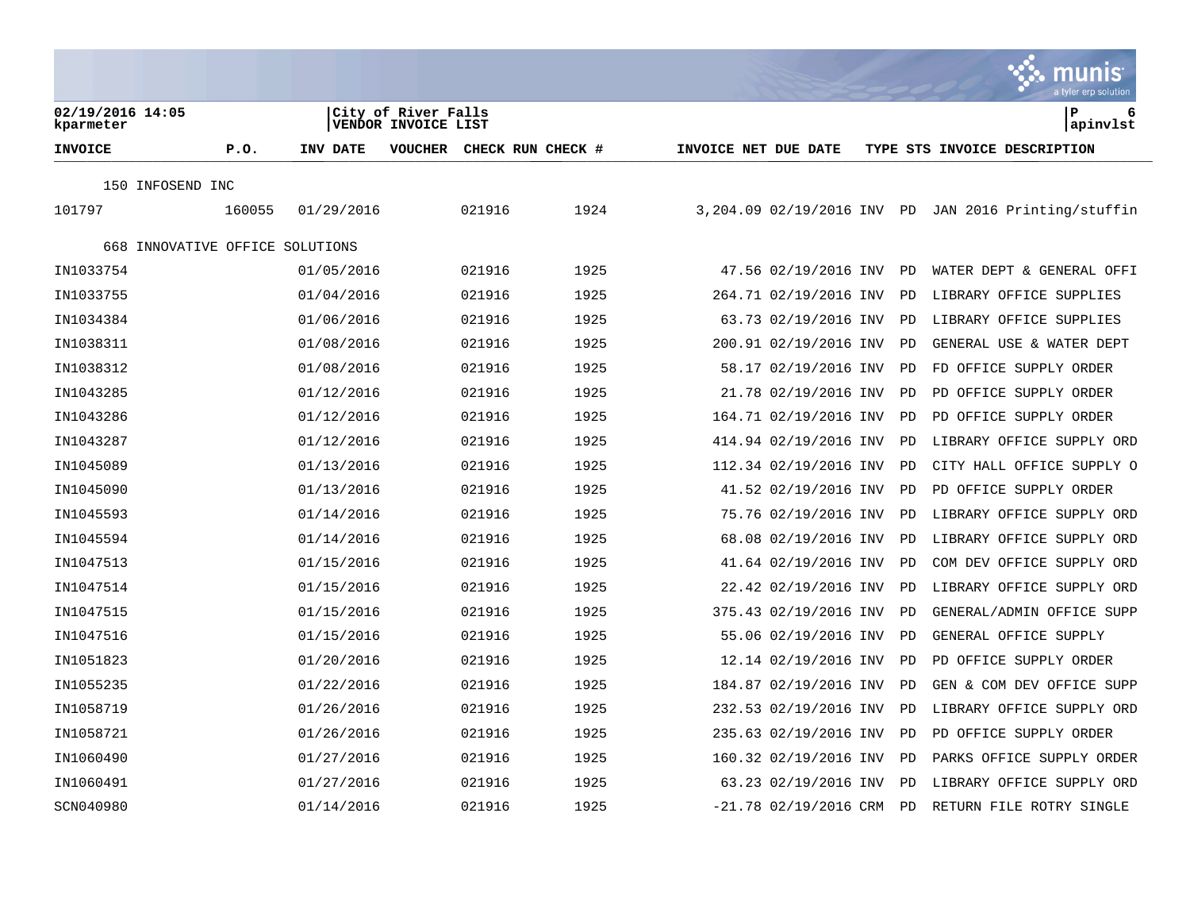02/19/2016 14:05
kparmeter

City of River Falls
VENDOR INVOICE LIST

P 6
apinvlst

| INVOICE | P.O. | INV DATE | VOUCHER | CHECK RUN | CHECK # | INVOICE NET | DUE DATE | TYPE | STS | INVOICE DESCRIPTION |
|---|---|---|---|---|---|---|---|---|---|---|
| 150 INFOSEND INC | | | | | | | | | | |
| 101797 | 160055 | 01/29/2016 | | 021916 | 1924 | 3,204.09 | 02/19/2016 | INV | PD | JAN 2016 Printing/stuffin |
| 668 INNOVATIVE OFFICE SOLUTIONS | | | | | | | | | | |
| IN1033754 | | 01/05/2016 | | 021916 | 1925 | 47.56 | 02/19/2016 | INV | PD | WATER DEPT & GENERAL OFFI |
| IN1033755 | | 01/04/2016 | | 021916 | 1925 | 264.71 | 02/19/2016 | INV | PD | LIBRARY OFFICE SUPPLIES |
| IN1034384 | | 01/06/2016 | | 021916 | 1925 | 63.73 | 02/19/2016 | INV | PD | LIBRARY OFFICE SUPPLIES |
| IN1038311 | | 01/08/2016 | | 021916 | 1925 | 200.91 | 02/19/2016 | INV | PD | GENERAL USE & WATER DEPT |
| IN1038312 | | 01/08/2016 | | 021916 | 1925 | 58.17 | 02/19/2016 | INV | PD | FD OFFICE SUPPLY ORDER |
| IN1043285 | | 01/12/2016 | | 021916 | 1925 | 21.78 | 02/19/2016 | INV | PD | PD OFFICE SUPPLY ORDER |
| IN1043286 | | 01/12/2016 | | 021916 | 1925 | 164.71 | 02/19/2016 | INV | PD | PD OFFICE SUPPLY ORDER |
| IN1043287 | | 01/12/2016 | | 021916 | 1925 | 414.94 | 02/19/2016 | INV | PD | LIBRARY OFFICE SUPPLY ORD |
| IN1045089 | | 01/13/2016 | | 021916 | 1925 | 112.34 | 02/19/2016 | INV | PD | CITY HALL OFFICE SUPPLY O |
| IN1045090 | | 01/13/2016 | | 021916 | 1925 | 41.52 | 02/19/2016 | INV | PD | PD OFFICE SUPPLY ORDER |
| IN1045593 | | 01/14/2016 | | 021916 | 1925 | 75.76 | 02/19/2016 | INV | PD | LIBRARY OFFICE SUPPLY ORD |
| IN1045594 | | 01/14/2016 | | 021916 | 1925 | 68.08 | 02/19/2016 | INV | PD | LIBRARY OFFICE SUPPLY ORD |
| IN1047513 | | 01/15/2016 | | 021916 | 1925 | 41.64 | 02/19/2016 | INV | PD | COM DEV OFFICE SUPPLY ORD |
| IN1047514 | | 01/15/2016 | | 021916 | 1925 | 22.42 | 02/19/2016 | INV | PD | LIBRARY OFFICE SUPPLY ORD |
| IN1047515 | | 01/15/2016 | | 021916 | 1925 | 375.43 | 02/19/2016 | INV | PD | GENERAL/ADMIN OFFICE SUPP |
| IN1047516 | | 01/15/2016 | | 021916 | 1925 | 55.06 | 02/19/2016 | INV | PD | GENERAL OFFICE SUPPLY |
| IN1051823 | | 01/20/2016 | | 021916 | 1925 | 12.14 | 02/19/2016 | INV | PD | PD OFFICE SUPPLY ORDER |
| IN1055235 | | 01/22/2016 | | 021916 | 1925 | 184.87 | 02/19/2016 | INV | PD | GEN & COM DEV OFFICE SUPP |
| IN1058719 | | 01/26/2016 | | 021916 | 1925 | 232.53 | 02/19/2016 | INV | PD | LIBRARY OFFICE SUPPLY ORD |
| IN1058721 | | 01/26/2016 | | 021916 | 1925 | 235.63 | 02/19/2016 | INV | PD | PD OFFICE SUPPLY ORDER |
| IN1060490 | | 01/27/2016 | | 021916 | 1925 | 160.32 | 02/19/2016 | INV | PD | PARKS OFFICE SUPPLY ORDER |
| IN1060491 | | 01/27/2016 | | 021916 | 1925 | 63.23 | 02/19/2016 | INV | PD | LIBRARY OFFICE SUPPLY ORD |
| SCN040980 | | 01/14/2016 | | 021916 | 1925 | -21.78 | 02/19/2016 | CRM | PD | RETURN FILE ROTRY SINGLE |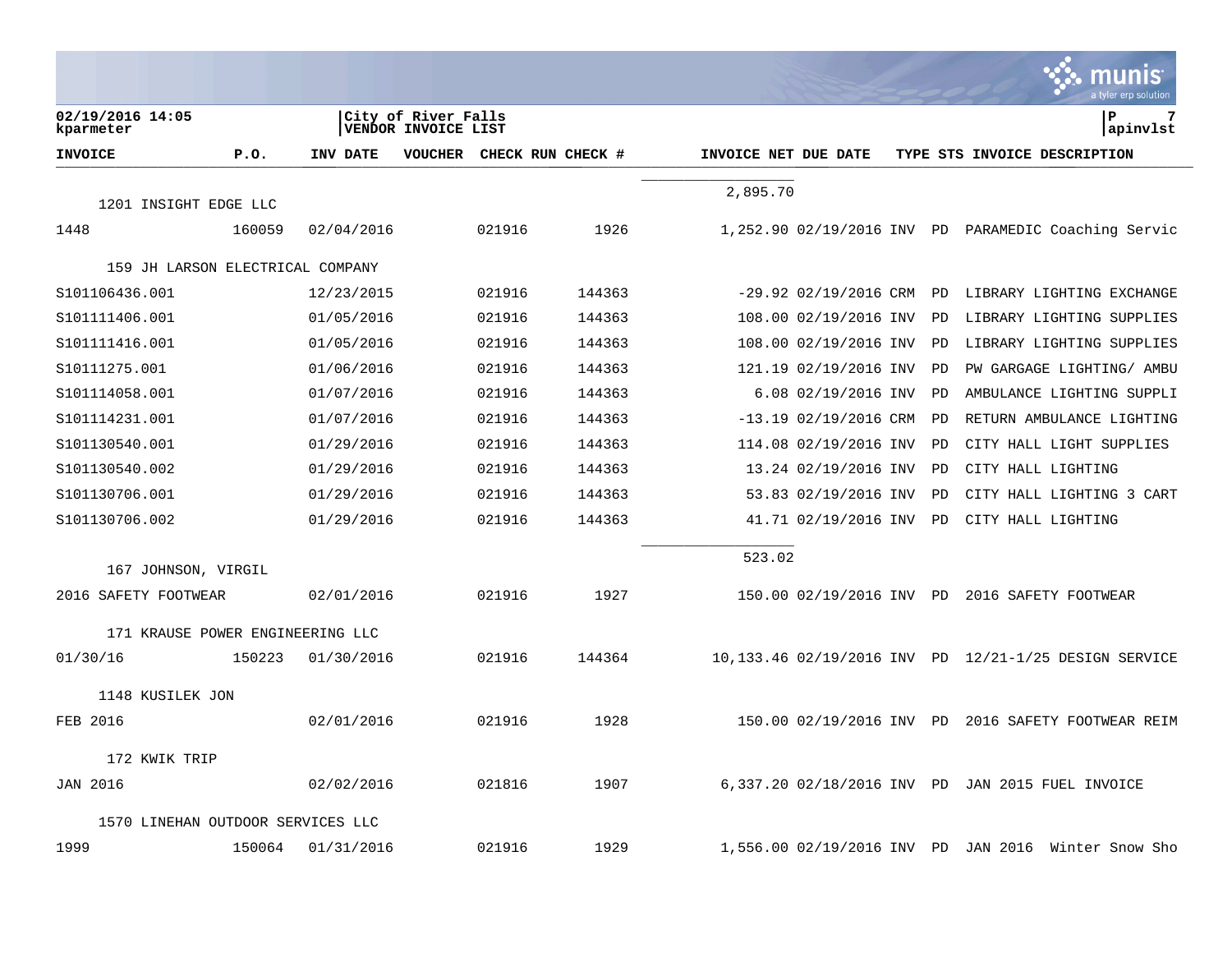02/19/2016 14:05
kparmeter

City of River Falls
VENDOR INVOICE LIST

apinvlst

| INVOICE | P.O. | INV DATE | VOUCHER | CHECK RUN | CHECK # | INVOICE NET | DUE DATE | TYPE | STS | INVOICE DESCRIPTION |
|---|---|---|---|---|---|---|---|---|---|---|
| | | | | | | 2,895.70 | | | | |
| **1201 INSIGHT EDGE LLC** | | | | | | | | | | |
| 1448 | 160059 | 02/04/2016 | | 021916 | 1926 | 1,252.90 | 02/19/2016 | INV | PD | PARAMEDIC Coaching Servic |
| **159 JH LARSON ELECTRICAL COMPANY** | | | | | | | | | | |
| S101106436.001 | | 12/23/2015 | | 021916 | 144363 | -29.92 | 02/19/2016 | CRM | PD | LIBRARY LIGHTING EXCHANGE |
| S101111406.001 | | 01/05/2016 | | 021916 | 144363 | 108.00 | 02/19/2016 | INV | PD | LIBRARY LIGHTING SUPPLIES |
| S101111416.001 | | 01/05/2016 | | 021916 | 144363 | 108.00 | 02/19/2016 | INV | PD | LIBRARY LIGHTING SUPPLIES |
| S10111275.001 | | 01/06/2016 | | 021916 | 144363 | 121.19 | 02/19/2016 | INV | PD | PW GARGAGE LIGHTING/ AMBU |
| S101114058.001 | | 01/07/2016 | | 021916 | 144363 | 6.08 | 02/19/2016 | INV | PD | AMBULANCE LIGHTING SUPPLI |
| S101114231.001 | | 01/07/2016 | | 021916 | 144363 | -13.19 | 02/19/2016 | CRM | PD | RETURN AMBULANCE LIGHTING |
| S101130540.001 | | 01/29/2016 | | 021916 | 144363 | 114.08 | 02/19/2016 | INV | PD | CITY HALL LIGHT SUPPLIES |
| S101130540.002 | | 01/29/2016 | | 021916 | 144363 | 13.24 | 02/19/2016 | INV | PD | CITY HALL LIGHTING |
| S101130706.001 | | 01/29/2016 | | 021916 | 144363 | 53.83 | 02/19/2016 | INV | PD | CITY HALL LIGHTING 3 CART |
| S101130706.002 | | 01/29/2016 | | 021916 | 144363 | 41.71 | 02/19/2016 | INV | PD | CITY HALL LIGHTING |
| | | | | | | 523.02 | | | | |
| **167 JOHNSON, VIRGIL** | | | | | | | | | | |
| 2016 SAFETY FOOTWEAR | | 02/01/2016 | | 021916 | 1927 | 150.00 | 02/19/2016 | INV | PD | 2016 SAFETY FOOTWEAR |
| **171 KRAUSE POWER ENGINEERING LLC** | | | | | | | | | | |
| 01/30/16 | 150223 | 01/30/2016 | | 021916 | 144364 | 10,133.46 | 02/19/2016 | INV | PD | 12/21-1/25 DESIGN SERVICE |
| **1148 KUSILEK JON** | | | | | | | | | | |
| FEB 2016 | | 02/01/2016 | | 021916 | 1928 | 150.00 | 02/19/2016 | INV | PD | 2016 SAFETY FOOTWEAR REIM |
| **172 KWIK TRIP** | | | | | | | | | | |
| JAN 2016 | | 02/02/2016 | | 021816 | 1907 | 6,337.20 | 02/18/2016 | INV | PD | JAN 2015 FUEL INVOICE |
| **1570 LINEHAN OUTDOOR SERVICES LLC** | | | | | | | | | | |
| 1999 | 150064 | 01/31/2016 | | 021916 | 1929 | 1,556.00 | 02/19/2016 | INV | PD | JAN 2016 Winter Snow Sho |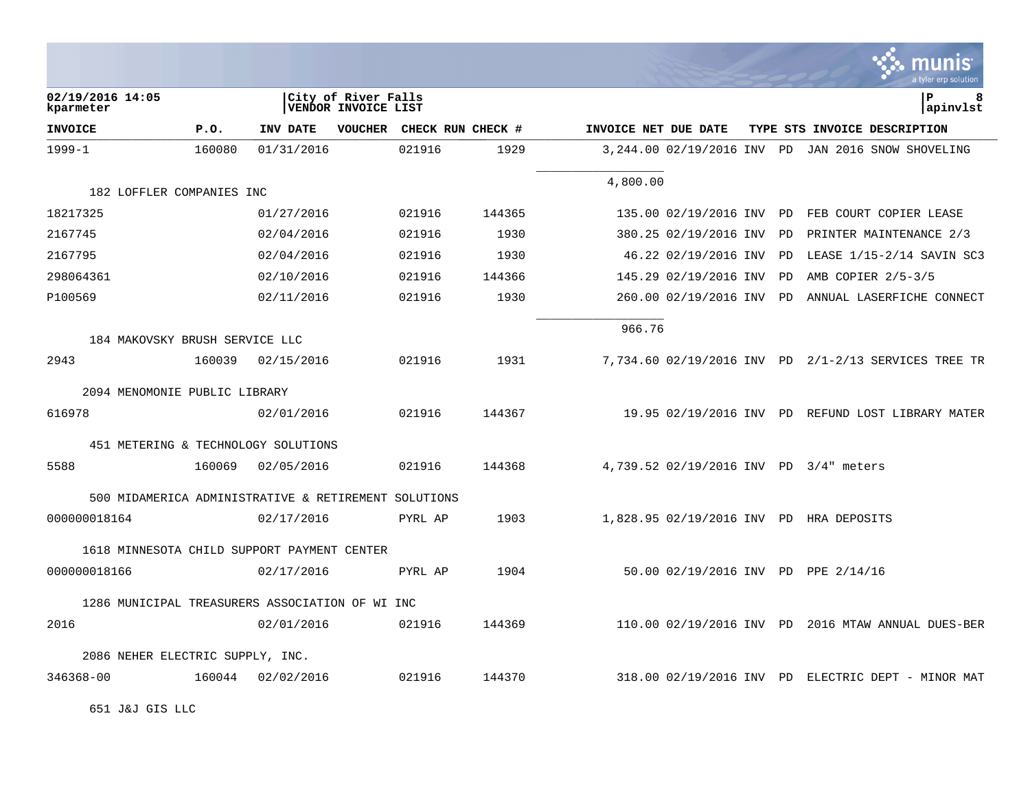02/19/2016 14:05
kparmeter

City of River Falls
VENDOR INVOICE LIST

P 8
apinvlst

| INVOICE | P.O. | INV DATE | VOUCHER | CHECK RUN | CHECK # | INVOICE NET | DUE DATE | TYPE | STS | INVOICE DESCRIPTION |
|---|---|---|---|---|---|---|---|---|---|---|
| 1999-1 | 160080 | 01/31/2016 | | 021916 | 1929 | 3,244.00 | 02/19/2016 | INV | PD | JAN 2016 SNOW SHOVELING |
| | | | | | | 4,800.00 | | | | |
| 182 LOFFLER COMPANIES INC | | | | | | | | | | |
| 18217325 | | 01/27/2016 | | 021916 | 144365 | 135.00 | 02/19/2016 | INV | PD | FEB COURT COPIER LEASE |
| 2167745 | | 02/04/2016 | | 021916 | 1930 | 380.25 | 02/19/2016 | INV | PD | PRINTER MAINTENANCE 2/3 |
| 2167795 | | 02/04/2016 | | 021916 | 1930 | 46.22 | 02/19/2016 | INV | PD | LEASE 1/15-2/14 SAVIN SC3 |
| 298064361 | | 02/10/2016 | | 021916 | 144366 | 145.29 | 02/19/2016 | INV | PD | AMB COPIER 2/5-3/5 |
| P100569 | | 02/11/2016 | | 021916 | 1930 | 260.00 | 02/19/2016 | INV | PD | ANNUAL LASERFICHE CONNECT |
| | | | | | | 966.76 | | | | |
| 184 MAKOVSKY BRUSH SERVICE LLC | | | | | | | | | | |
| 2943 | 160039 | 02/15/2016 | | 021916 | 1931 | 7,734.60 | 02/19/2016 | INV | PD | 2/1-2/13 SERVICES TREE TR |
| 2094 MENOMONIE PUBLIC LIBRARY | | | | | | | | | | |
| 616978 | | 02/01/2016 | | 021916 | 144367 | 19.95 | 02/19/2016 | INV | PD | REFUND LOST LIBRARY MATER |
| 451 METERING & TECHNOLOGY SOLUTIONS | | | | | | | | | | |
| 5588 | 160069 | 02/05/2016 | | 021916 | 144368 | 4,739.52 | 02/19/2016 | INV | PD | 3/4" meters |
| 500 MIDAMERICA ADMINISTRATIVE & RETIREMENT SOLUTIONS | | | | | | | | | | |
| 000000018164 | | 02/17/2016 | | PYRL AP | 1903 | 1,828.95 | 02/19/2016 | INV | PD | HRA DEPOSITS |
| 1618 MINNESOTA CHILD SUPPORT PAYMENT CENTER | | | | | | | | | | |
| 000000018166 | | 02/17/2016 | | PYRL AP | 1904 | 50.00 | 02/19/2016 | INV | PD | PPE 2/14/16 |
| 1286 MUNICIPAL TREASURERS ASSOCIATION OF WI INC | | | | | | | | | | |
| 2016 | | 02/01/2016 | | 021916 | 144369 | 110.00 | 02/19/2016 | INV | PD | 2016 MTAW ANNUAL DUES-BER |
| 2086 NEHER ELECTRIC SUPPLY, INC. | | | | | | | | | | |
| 346368-00 | 160044 | 02/02/2016 | | 021916 | 144370 | 318.00 | 02/19/2016 | INV | PD | ELECTRIC DEPT - MINOR MAT |
| 651 J&J GIS LLC | | | | | | | | | | |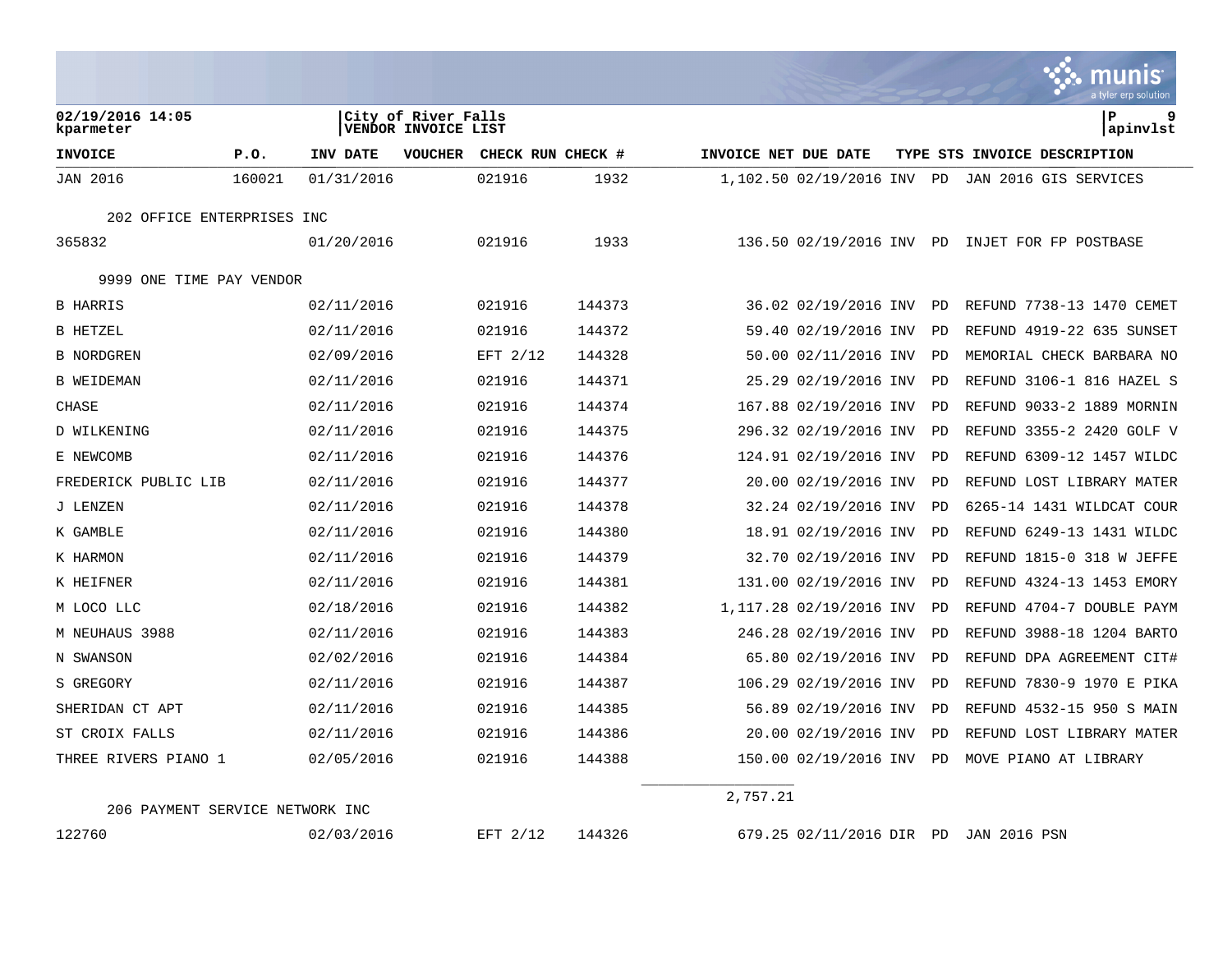02/19/2016 14:05
kparmeter

City of River Falls
VENDOR INVOICE LIST

| INVOICE | P.O. | INV DATE | VOUCHER | CHECK RUN | CHECK # | INVOICE NET | DUE DATE | TYPE | STS | INVOICE DESCRIPTION |
|---|---|---|---|---|---|---|---|---|---|---|
| JAN 2016 | 160021 | 01/31/2016 | | 021916 | 1932 | 1,102.50 | 02/19/2016 | INV | PD | JAN 2016 GIS SERVICES |
| 202 OFFICE ENTERPRISES INC | | | | | | | | | | |
| 365832 | | 01/20/2016 | | 021916 | 1933 | 136.50 | 02/19/2016 | INV | PD | INJET FOR FP POSTBASE |
| 9999 ONE TIME PAY VENDOR | | | | | | | | | | |
| B HARRIS | | 02/11/2016 | | 021916 | 144373 | 36.02 | 02/19/2016 | INV | PD | REFUND 7738-13 1470 CEMET |
| B HETZEL | | 02/11/2016 | | 021916 | 144372 | 59.40 | 02/19/2016 | INV | PD | REFUND 4919-22 635 SUNSET |
| B NORDGREN | | 02/09/2016 | | EFT 2/12 | 144328 | 50.00 | 02/11/2016 | INV | PD | MEMORIAL CHECK BARBARA NO |
| B WEIDEMAN | | 02/11/2016 | | 021916 | 144371 | 25.29 | 02/19/2016 | INV | PD | REFUND 3106-1 816 HAZEL S |
| CHASE | | 02/11/2016 | | 021916 | 144374 | 167.88 | 02/19/2016 | INV | PD | REFUND 9033-2 1889 MORNIN |
| D WILKENING | | 02/11/2016 | | 021916 | 144375 | 296.32 | 02/19/2016 | INV | PD | REFUND 3355-2 2420 GOLF V |
| E NEWCOMB | | 02/11/2016 | | 021916 | 144376 | 124.91 | 02/19/2016 | INV | PD | REFUND 6309-12 1457 WILDC |
| FREDERICK PUBLIC LIB | | 02/11/2016 | | 021916 | 144377 | 20.00 | 02/19/2016 | INV | PD | REFUND LOST LIBRARY MATER |
| J LENZEN | | 02/11/2016 | | 021916 | 144378 | 32.24 | 02/19/2016 | INV | PD | 6265-14 1431 WILDCAT COUR |
| K GAMBLE | | 02/11/2016 | | 021916 | 144380 | 18.91 | 02/19/2016 | INV | PD | REFUND 6249-13 1431 WILDC |
| K HARMON | | 02/11/2016 | | 021916 | 144379 | 32.70 | 02/19/2016 | INV | PD | REFUND 1815-0 318 W JEFFE |
| K HEIFNER | | 02/11/2016 | | 021916 | 144381 | 131.00 | 02/19/2016 | INV | PD | REFUND 4324-13 1453 EMORY |
| M LOCO LLC | | 02/18/2016 | | 021916 | 144382 | 1,117.28 | 02/19/2016 | INV | PD | REFUND 4704-7 DOUBLE PAYM |
| M NEUHAUS 3988 | | 02/11/2016 | | 021916 | 144383 | 246.28 | 02/19/2016 | INV | PD | REFUND 3988-18 1204 BARTO |
| N SWANSON | | 02/02/2016 | | 021916 | 144384 | 65.80 | 02/19/2016 | INV | PD | REFUND DPA AGREEMENT CIT# |
| S GREGORY | | 02/11/2016 | | 021916 | 144387 | 106.29 | 02/19/2016 | INV | PD | REFUND 7830-9 1970 E PIKA |
| SHERIDAN CT APT | | 02/11/2016 | | 021916 | 144385 | 56.89 | 02/19/2016 | INV | PD | REFUND 4532-15 950 S MAIN |
| ST CROIX FALLS | | 02/11/2016 | | 021916 | 144386 | 20.00 | 02/19/2016 | INV | PD | REFUND LOST LIBRARY MATER |
| THREE RIVERS PIANO 1 | | 02/05/2016 | | 021916 | 144388 | 150.00 | 02/19/2016 | INV | PD | MOVE PIANO AT LIBRARY |
| | | | | | | 2,757.21 | | | | |
| 206 PAYMENT SERVICE NETWORK INC | | | | | | | | | | |
| 122760 | | 02/03/2016 | | EFT 2/12 | 144326 | 679.25 | 02/11/2016 | DIR | PD | JAN 2016 PSN |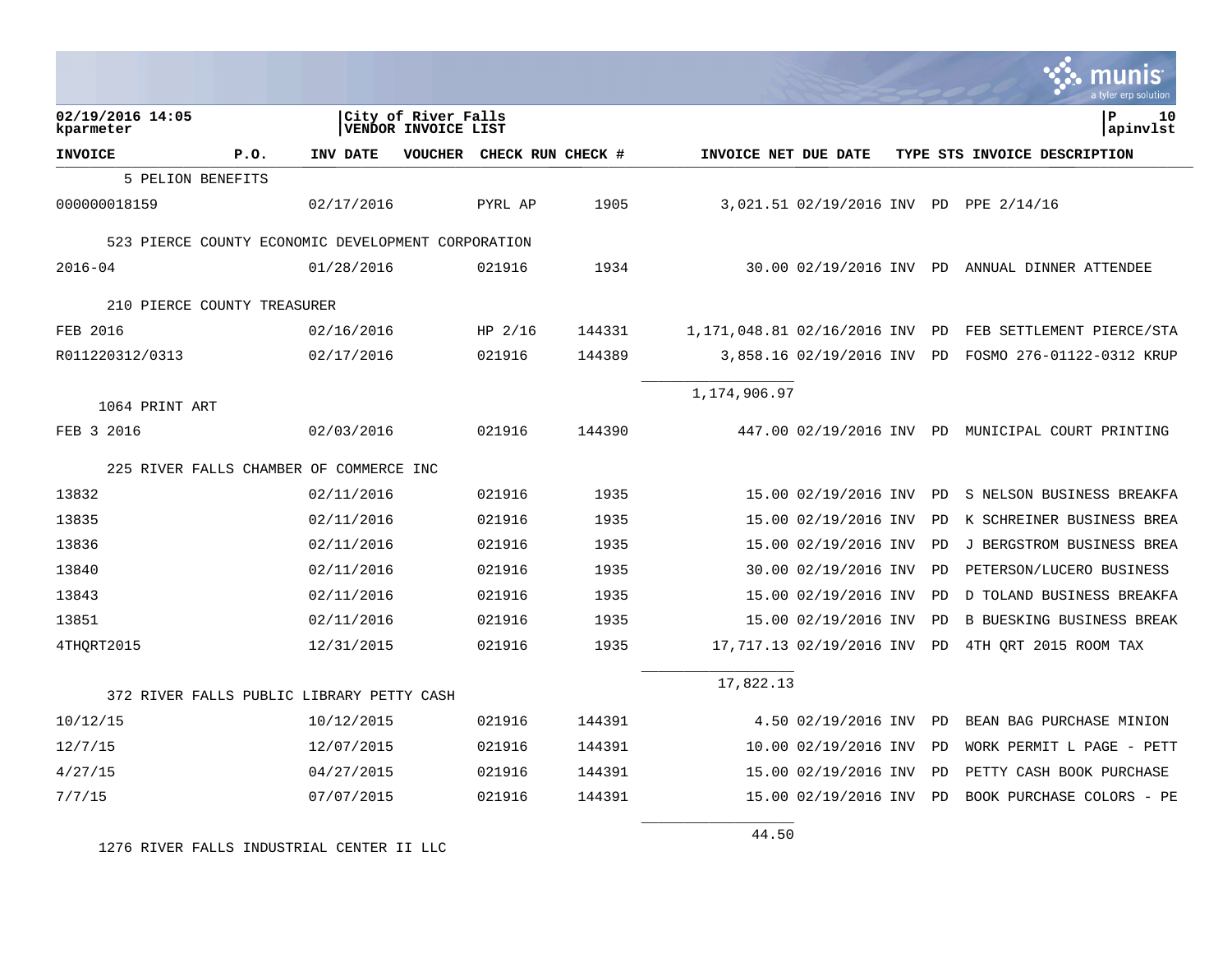City of River Falls
VENDOR INVOICE LIST

| INVOICE | P.O. | INV DATE | VOUCHER | CHECK RUN | CHECK # | INVOICE NET | DUE DATE | TYPE | STS | INVOICE DESCRIPTION |
|---|---|---|---|---|---|---|---|---|---|---|
| 5 PELION BENEFITS | | | | | | | | | | |
| 000000018159 | | 02/17/2016 | | PYRL AP | 1905 | 3,021.51 | 02/19/2016 | INV | PD | PPE 2/14/16 |
| 523 PIERCE COUNTY ECONOMIC DEVELOPMENT CORPORATION | | | | | | | | | | |
| 2016-04 | | 01/28/2016 | | 021916 | 1934 | 30.00 | 02/19/2016 | INV | PD | ANNUAL DINNER ATTENDEE |
| 210 PIERCE COUNTY TREASURER | | | | | | | | | | |
| FEB 2016 | | 02/16/2016 | | HP 2/16 | 144331 | 1,171,048.81 | 02/16/2016 | INV | PD | FEB SETTLEMENT PIERCE/STA |
| R011220312/0313 | | 02/17/2016 | | 021916 | 144389 | 3,858.16 | 02/19/2016 | INV | PD | FOSMO 276-01122-0312 KRUP |
| | | | | | | 1,174,906.97 | | | | |
| 1064 PRINT ART | | | | | | | | | | |
| FEB 3 2016 | | 02/03/2016 | | 021916 | 144390 | 447.00 | 02/19/2016 | INV | PD | MUNICIPAL COURT PRINTING |
| 225 RIVER FALLS CHAMBER OF COMMERCE INC | | | | | | | | | | |
| 13832 | | 02/11/2016 | | 021916 | 1935 | 15.00 | 02/19/2016 | INV | PD | S NELSON BUSINESS BREAKFA |
| 13835 | | 02/11/2016 | | 021916 | 1935 | 15.00 | 02/19/2016 | INV | PD | K SCHREINER BUSINESS BREA |
| 13836 | | 02/11/2016 | | 021916 | 1935 | 15.00 | 02/19/2016 | INV | PD | J BERGSTROM BUSINESS BREA |
| 13840 | | 02/11/2016 | | 021916 | 1935 | 30.00 | 02/19/2016 | INV | PD | PETERSON/LUCERO BUSINESS |
| 13843 | | 02/11/2016 | | 021916 | 1935 | 15.00 | 02/19/2016 | INV | PD | D TOLAND BUSINESS BREAKFA |
| 13851 | | 02/11/2016 | | 021916 | 1935 | 15.00 | 02/19/2016 | INV | PD | B BUESKING BUSINESS BREAK |
| 4THQRT2015 | | 12/31/2015 | | 021916 | 1935 | 17,717.13 | 02/19/2016 | INV | PD | 4TH QRT 2015 ROOM TAX |
| | | | | | | 17,822.13 | | | | |
| 372 RIVER FALLS PUBLIC LIBRARY PETTY CASH | | | | | | | | | | |
| 10/12/15 | | 10/12/2015 | | 021916 | 144391 | 4.50 | 02/19/2016 | INV | PD | BEAN BAG PURCHASE MINION |
| 12/7/15 | | 12/07/2015 | | 021916 | 144391 | 10.00 | 02/19/2016 | INV | PD | WORK PERMIT L PAGE - PETT |
| 4/27/15 | | 04/27/2015 | | 021916 | 144391 | 15.00 | 02/19/2016 | INV | PD | PETTY CASH BOOK PURCHASE |
| 7/7/15 | | 07/07/2015 | | 021916 | 144391 | 15.00 | 02/19/2016 | INV | PD | BOOK PURCHASE COLORS - PE |
| | | | | | | 44.50 | | | | |
| 1276 RIVER FALLS INDUSTRIAL CENTER II LLC | | | | | | | | | | |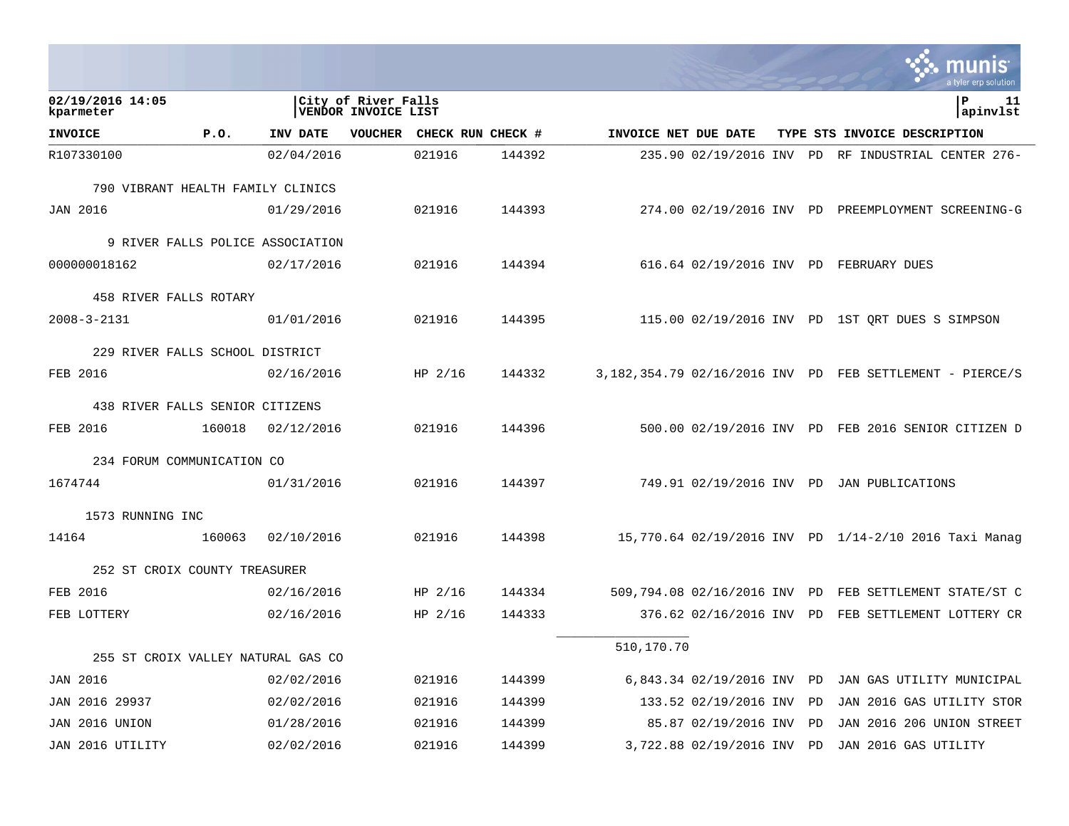02/19/2016 14:05
kparmeter

City of River Falls
VENDOR INVOICE LIST

apinvlst

| INVOICE | P.O. | INV DATE | VOUCHER | CHECK RUN | CHECK # | INVOICE NET | DUE DATE | TYPE | STS | INVOICE DESCRIPTION |
|---|---|---|---|---|---|---|---|---|---|---|
| R107330100 | | 02/04/2016 | | 021916 | 144392 | 235.90 | 02/19/2016 | INV | PD | RF INDUSTRIAL CENTER 276- |
| 790 VIBRANT HEALTH FAMILY CLINICS | | | | | | | | | | |
| JAN 2016 | | 01/29/2016 | | 021916 | 144393 | 274.00 | 02/19/2016 | INV | PD | PREEMPLOYMENT SCREENING-G |
| 9 RIVER FALLS POLICE ASSOCIATION | | | | | | | | | | |
| 000000018162 | | 02/17/2016 | | 021916 | 144394 | 616.64 | 02/19/2016 | INV | PD | FEBRUARY DUES |
| 458 RIVER FALLS ROTARY | | | | | | | | | | |
| 2008-3-2131 | | 01/01/2016 | | 021916 | 144395 | 115.00 | 02/19/2016 | INV | PD | 1ST QRT DUES S SIMPSON |
| 229 RIVER FALLS SCHOOL DISTRICT | | | | | | | | | | |
| FEB 2016 | | 02/16/2016 | | HP 2/16 | 144332 | 3,182,354.79 | 02/16/2016 | INV | PD | FEB SETTLEMENT - PIERCE/S |
| 438 RIVER FALLS SENIOR CITIZENS | | | | | | | | | | |
| FEB 2016 | 160018 | 02/12/2016 | | 021916 | 144396 | 500.00 | 02/19/2016 | INV | PD | FEB 2016 SENIOR CITIZEN D |
| 234 FORUM COMMUNICATION CO | | | | | | | | | | |
| 1674744 | | 01/31/2016 | | 021916 | 144397 | 749.91 | 02/19/2016 | INV | PD | JAN PUBLICATIONS |
| 1573 RUNNING INC | | | | | | | | | | |
| 14164 | 160063 | 02/10/2016 | | 021916 | 144398 | 15,770.64 | 02/19/2016 | INV | PD | 1/14-2/10 2016 Taxi Manag |
| 252 ST CROIX COUNTY TREASURER | | | | | | | | | | |
| FEB 2016 | | 02/16/2016 | | HP 2/16 | 144334 | 509,794.08 | 02/16/2016 | INV | PD | FEB SETTLEMENT STATE/ST C |
| FEB LOTTERY | | 02/16/2016 | | HP 2/16 | 144333 | 376.62 | 02/16/2016 | INV | PD | FEB SETTLEMENT LOTTERY CR |
| | | | | | | 510,170.70 | | | | |
| 255 ST CROIX VALLEY NATURAL GAS CO | | | | | | | | | | |
| JAN 2016 | | 02/02/2016 | | 021916 | 144399 | 6,843.34 | 02/19/2016 | INV | PD | JAN GAS UTILITY MUNICIPAL |
| JAN 2016 29937 | | 02/02/2016 | | 021916 | 144399 | 133.52 | 02/19/2016 | INV | PD | JAN 2016 GAS UTILITY STOR |
| JAN 2016 UNION | | 01/28/2016 | | 021916 | 144399 | 85.87 | 02/19/2016 | INV | PD | JAN 2016 206 UNION STREET |
| JAN 2016 UTILITY | | 02/02/2016 | | 021916 | 144399 | 3,722.88 | 02/19/2016 | INV | PD | JAN 2016 GAS UTILITY |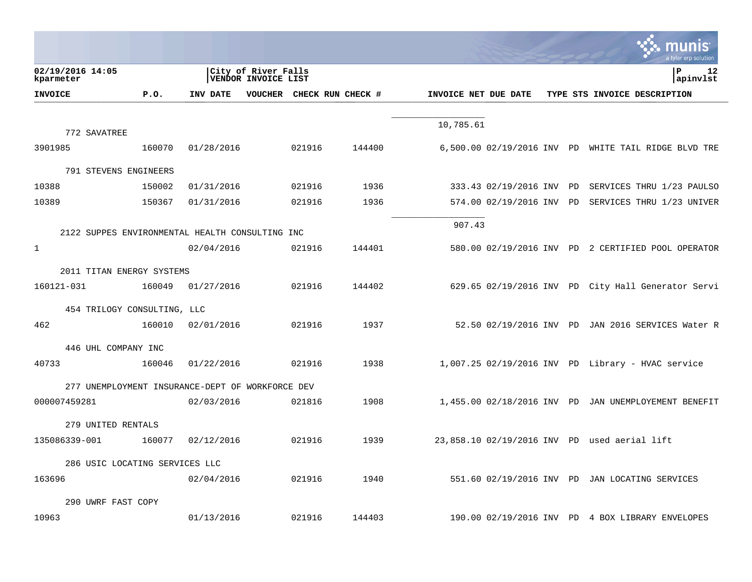| INVOICE | P.O. | INV DATE | VOUCHER | CHECK RUN | CHECK # | INVOICE NET | DUE DATE | TYPE | STS | INVOICE DESCRIPTION |
|---|---|---|---|---|---|---|---|---|---|---|
| | | | | | | 10,785.61 | | | | |
| 772 SAVATREE | | | | | | | | | | |
| 3901985 | 160070 | 01/28/2016 | | 021916 | 144400 | 6,500.00 | 02/19/2016 | INV | PD | WHITE TAIL RIDGE BLVD TRE |
| 791 STEVENS ENGINEERS | | | | | | | | | | |
| 10388 | 150002 | 01/31/2016 | | 021916 | 1936 | 333.43 | 02/19/2016 | INV | PD | SERVICES THRU 1/23 PAULSO |
| 10389 | 150367 | 01/31/2016 | | 021916 | 1936 | 574.00 | 02/19/2016 | INV | PD | SERVICES THRU 1/23 UNIVER |
| | | | | | | 907.43 | | | | |
| 2122 SUPPES ENVIRONMENTAL HEALTH CONSULTING INC | | | | | | | | | | |
| 1 | | 02/04/2016 | | 021916 | 144401 | 580.00 | 02/19/2016 | INV | PD | 2 CERTIFIED POOL OPERATOR |
| 2011 TITAN ENERGY SYSTEMS | | | | | | | | | | |
| 160121-031 | 160049 | 01/27/2016 | | 021916 | 144402 | 629.65 | 02/19/2016 | INV | PD | City Hall Generator Servi |
| 454 TRILOGY CONSULTING, LLC | | | | | | | | | | |
| 462 | 160010 | 02/01/2016 | | 021916 | 1937 | 52.50 | 02/19/2016 | INV | PD | JAN 2016 SERVICES Water R |
| 446 UHL COMPANY INC | | | | | | | | | | |
| 40733 | 160046 | 01/22/2016 | | 021916 | 1938 | 1,007.25 | 02/19/2016 | INV | PD | Library - HVAC service |
| 277 UNEMPLOYMENT INSURANCE-DEPT OF WORKFORCE DEV | | | | | | | | | | |
| 000007459281 | | 02/03/2016 | | 021816 | 1908 | 1,455.00 | 02/18/2016 | INV | PD | JAN UNEMPLOYEMENT BENEFIT |
| 279 UNITED RENTALS | | | | | | | | | | |
| 135086339-001 | 160077 | 02/12/2016 | | 021916 | 1939 | 23,858.10 | 02/19/2016 | INV | PD | used aerial lift |
| 286 USIC LOCATING SERVICES LLC | | | | | | | | | | |
| 163696 | | 02/04/2016 | | 021916 | 1940 | 551.60 | 02/19/2016 | INV | PD | JAN LOCATING SERVICES |
| 290 UWRF FAST COPY | | | | | | | | | | |
| 10963 | | 01/13/2016 | | 021916 | 144403 | 190.00 | 02/19/2016 | INV | PD | 4 BOX LIBRARY ENVELOPES |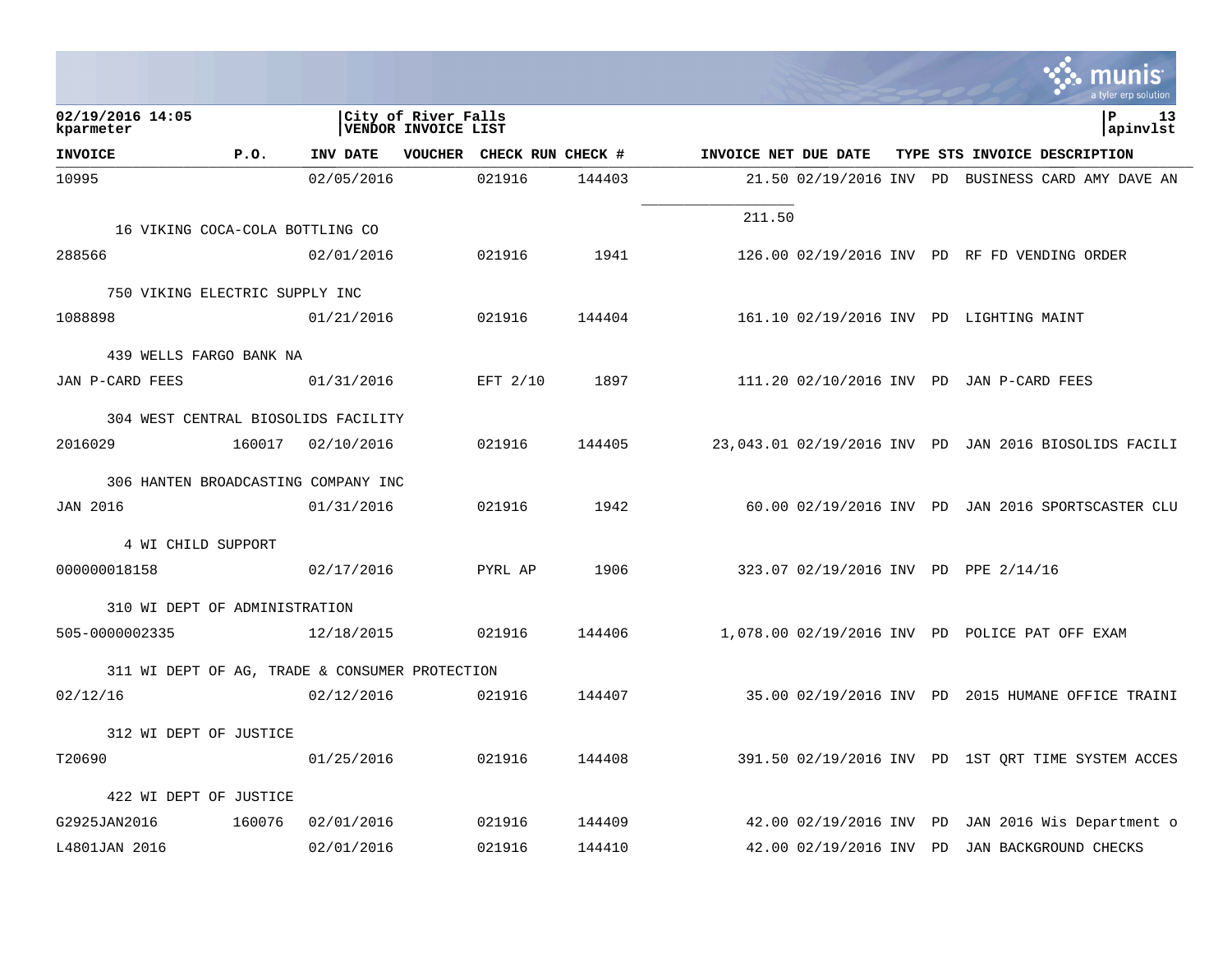02/19/2016 14:05
kparmeter

City of River Falls
VENDOR INVOICE LIST

apinvlst

| INVOICE | P.O. | INV DATE | VOUCHER | CHECK RUN | CHECK # | INVOICE NET | DUE DATE | TYPE | STS | INVOICE DESCRIPTION |
|---|---|---|---|---|---|---|---|---|---|---|
| 10995 | | 02/05/2016 | | 021916 | 144403 | 21.50 | 02/19/2016 | INV | PD | BUSINESS CARD AMY DAVE AN |
| | | | | | | 211.50 | | | | |
| 16 VIKING COCA-COLA BOTTLING CO | | | | | | | | | | |
| 288566 | | 02/01/2016 | | 021916 | 1941 | 126.00 | 02/19/2016 | INV | PD | RF FD VENDING ORDER |
| 750 VIKING ELECTRIC SUPPLY INC | | | | | | | | | | |
| 1088898 | | 01/21/2016 | | 021916 | 144404 | 161.10 | 02/19/2016 | INV | PD | LIGHTING MAINT |
| 439 WELLS FARGO BANK NA | | | | | | | | | | |
| JAN P-CARD FEES | | 01/31/2016 | | EFT 2/10 | 1897 | 111.20 | 02/10/2016 | INV | PD | JAN P-CARD FEES |
| 304 WEST CENTRAL BIOSOLIDS FACILITY | | | | | | | | | | |
| 2016029 | 160017 | 02/10/2016 | | 021916 | 144405 | 23,043.01 | 02/19/2016 | INV | PD | JAN 2016 BIOSOLIDS FACILI |
| 306 HANTEN BROADCASTING COMPANY INC | | | | | | | | | | |
| JAN 2016 | | 01/31/2016 | | 021916 | 1942 | 60.00 | 02/19/2016 | INV | PD | JAN 2016 SPORTSCASTER CLU |
| 4 WI CHILD SUPPORT | | | | | | | | | | |
| 000000018158 | | 02/17/2016 | | PYRL AP | 1906 | 323.07 | 02/19/2016 | INV | PD | PPE 2/14/16 |
| 310 WI DEPT OF ADMINISTRATION | | | | | | | | | | |
| 505-0000002335 | | 12/18/2015 | | 021916 | 144406 | 1,078.00 | 02/19/2016 | INV | PD | POLICE PAT OFF EXAM |
| 311 WI DEPT OF AG, TRADE & CONSUMER PROTECTION | | | | | | | | | | |
| 02/12/16 | | 02/12/2016 | | 021916 | 144407 | 35.00 | 02/19/2016 | INV | PD | 2015 HUMANE OFFICE TRAINI |
| 312 WI DEPT OF JUSTICE | | | | | | | | | | |
| T20690 | | 01/25/2016 | | 021916 | 144408 | 391.50 | 02/19/2016 | INV | PD | 1ST QRT TIME SYSTEM ACCES |
| 422 WI DEPT OF JUSTICE | | | | | | | | | | |
| G2925JAN2016 | 160076 | 02/01/2016 | | 021916 | 144409 | 42.00 | 02/19/2016 | INV | PD | JAN 2016 Wis Department o |
| L4801JAN 2016 | | 02/01/2016 | | 021916 | 144410 | 42.00 | 02/19/2016 | INV | PD | JAN BACKGROUND CHECKS |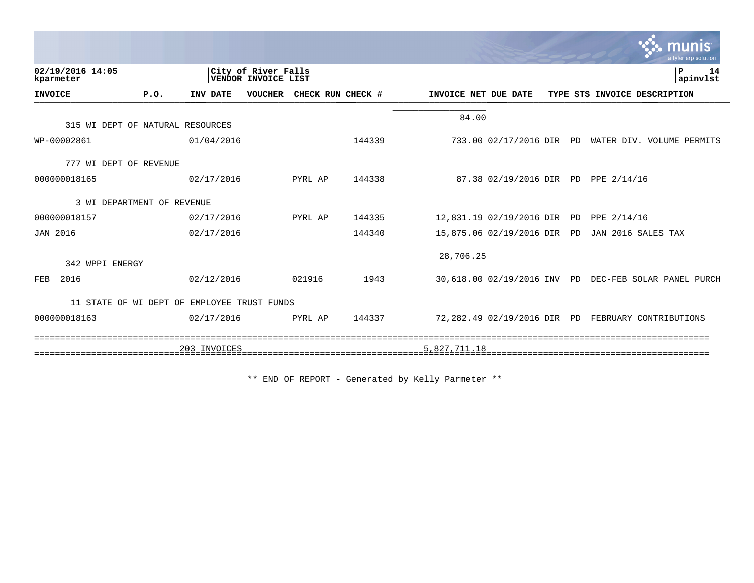| INVOICE | P.O. | INV DATE | VOUCHER | CHECK RUN | CHECK # | INVOICE NET | DUE DATE | TYPE | STS | INVOICE DESCRIPTION |
|---|---|---|---|---|---|---|---|---|---|---|
| | | | | | | 84.00 | | | | |
| 315 WI DEPT OF NATURAL RESOURCES | | | | | | | | | | |
| WP-00002861 | | 01/04/2016 | | | 144339 | 733.00 | 02/17/2016 | DIR | PD | WATER DIV. VOLUME PERMITS |
| 777 WI DEPT OF REVENUE | | | | | | | | | | |
| 000000018165 | | 02/17/2016 | | PYRL AP | 144338 | 87.38 | 02/19/2016 | DIR | PD | PPE 2/14/16 |
| 3 WI DEPARTMENT OF REVENUE | | | | | | | | | | |
| 000000018157 | | 02/17/2016 | | PYRL AP | 144335 | 12,831.19 | 02/19/2016 | DIR | PD | PPE 2/14/16 |
| JAN 2016 | | 02/17/2016 | | | 144340 | 15,875.06 | 02/19/2016 | DIR | PD | JAN 2016 SALES TAX |
| | | | | | | 28,706.25 | | | | |
| 342 WPPI ENERGY | | | | | | | | | | |
| FEB 2016 | | 02/12/2016 | | 021916 | 1943 | 30,618.00 | 02/19/2016 | INV | PD | DEC-FEB SOLAR PANEL PURCH |
| 11 STATE OF WI DEPT OF EMPLOYEE TRUST FUNDS | | | | | | | | | | |
| 000000018163 | | 02/17/2016 | | PYRL AP | 144337 | 72,282.49 | 02/19/2016 | DIR | PD | FEBRUARY CONTRIBUTIONS |
| | | 203 INVOICES | | | | 5,827,711.18 | | | | |

** END OF REPORT - Generated by Kelly Parmeter **